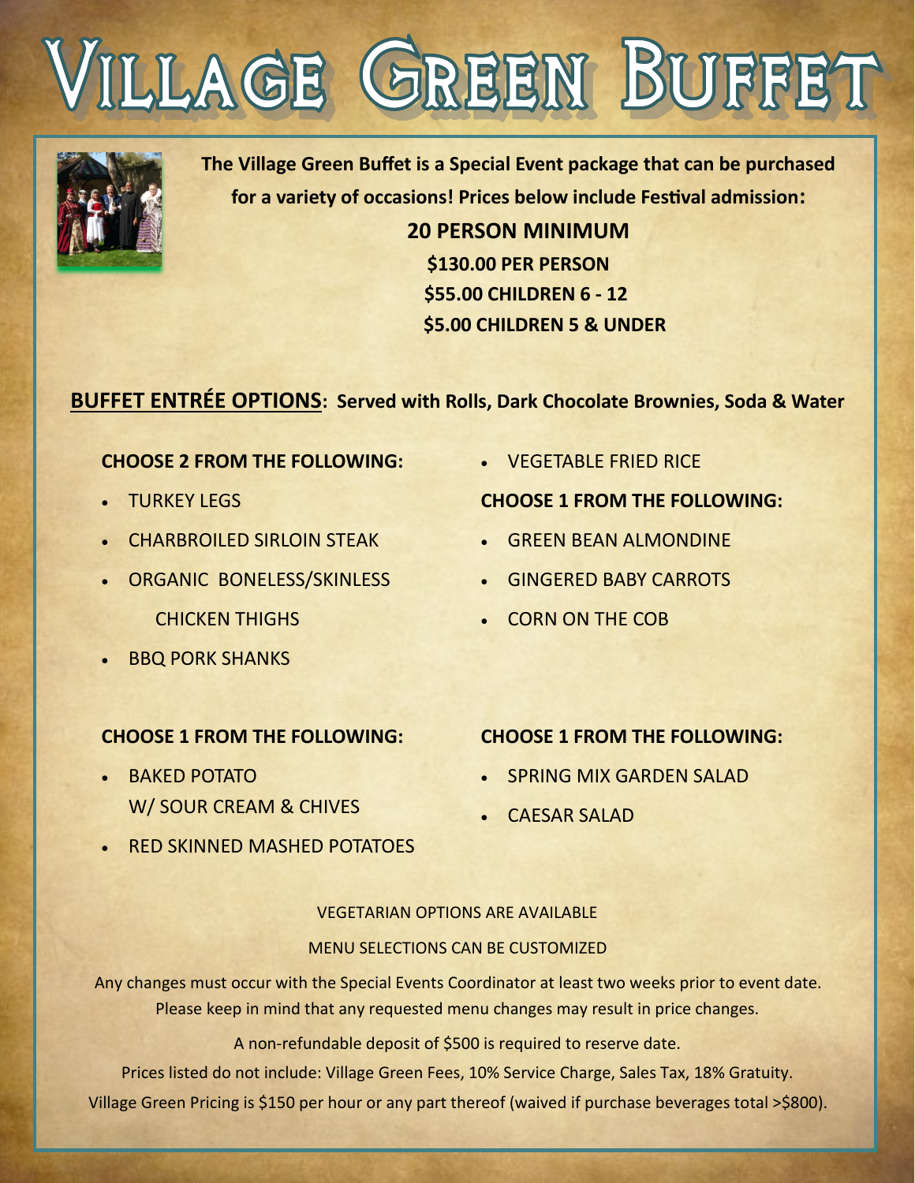# Village Green Buffet

**The Village Green Buffet is a Special Event package that can be purchased for a variety of occasions! Prices below include Festival admission:**

**20 PERSON MINIMUM**

**$130.00 PER PERSON**

**$55.00 CHILDREN 6 - 12**

**$5.00 CHILDREN 5 & UNDER**

**<u>BUFFET ENTRÉE OPTIONS</u>: Served with Rolls, Dark Chocolate Brownies, Soda & Water**

**CHOOSE 2 FROM THE FOLLOWING:**

- TURKEY LEGS
- CHARBROILED SIRLOIN STEAK
- ORGANIC BONELESS/SKINLESS CHICKEN THIGHS
- BBQ PORK SHANKS
- VEGETABLE FRIED RICE

**CHOOSE 1 FROM THE FOLLOWING:**

- GREEN BEAN ALMONDINE
- GINGERED BABY CARROTS
- CORN ON THE COB

**CHOOSE 1 FROM THE FOLLOWING:**

- BAKED POTATO W/ SOUR CREAM & CHIVES
- RED SKINNED MASHED POTATOES

**CHOOSE 1 FROM THE FOLLOWING:**

- SPRING MIX GARDEN SALAD
- CAESAR SALAD

VEGETARIAN OPTIONS ARE AVAILABLE

MENU SELECTIONS CAN BE CUSTOMIZED

Any changes must occur with the Special Events Coordinator at least two weeks prior to event date. Please keep in mind that any requested menu changes may result in price changes.

A non-refundable deposit of $500 is required to reserve date.

Prices listed do not include: Village Green Fees, 10% Service Charge, Sales Tax, 18% Gratuity.

Village Green Pricing is $150 per hour or any part thereof (waived if purchase beverages total >$800).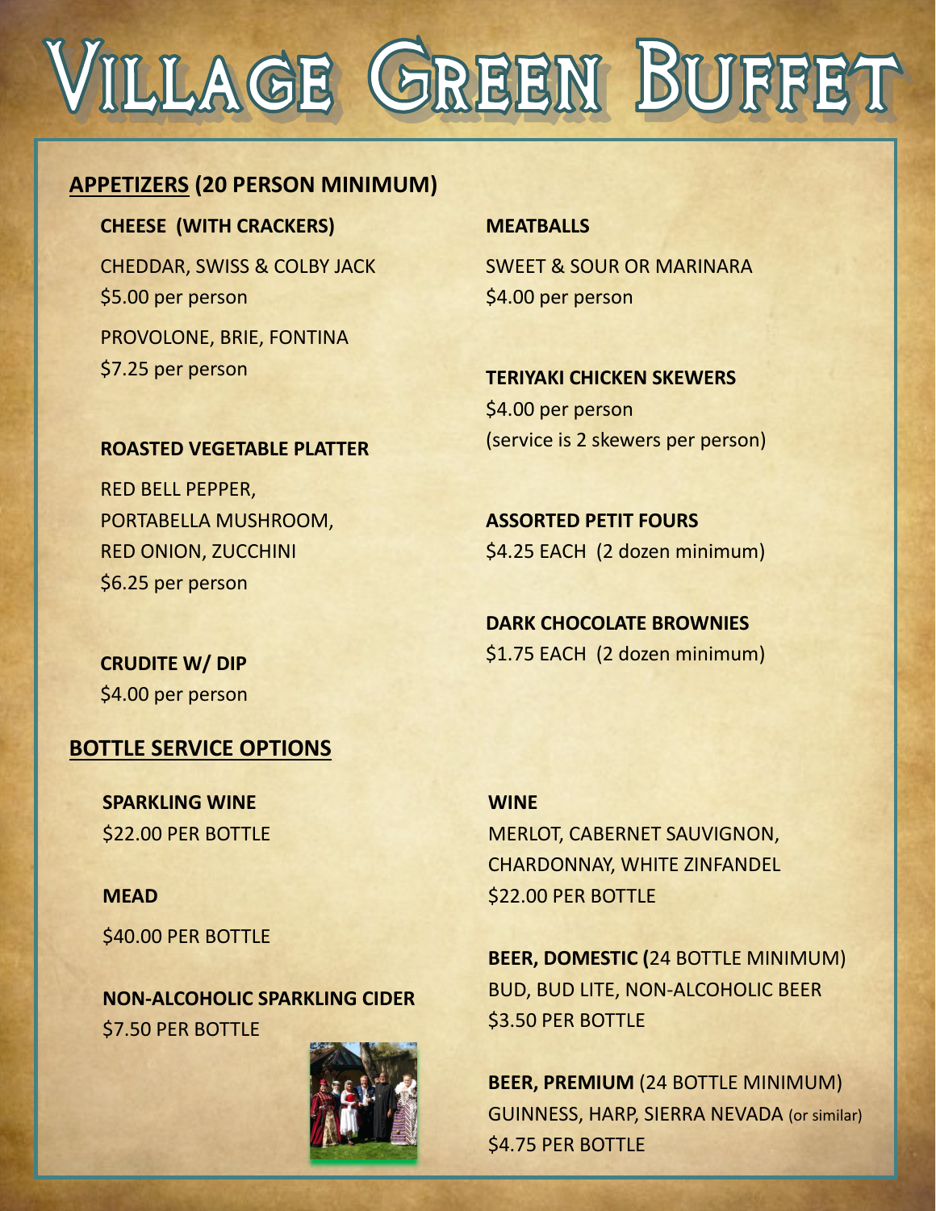# VILLAGE GREEN BUFFET

## APPETIZERS (20 PERSON MINIMUM)

**CHEESE (WITH CRACKERS)**

CHEDDAR, SWISS & COLBY JACK
$5.00 per person

PROVOLONE, BRIE, FONTINA
$7.25 per person

**ROASTED VEGETABLE PLATTER**

RED BELL PEPPER,
PORTABELLA MUSHROOM,
RED ONION, ZUCCHINI
$6.25 per person

**CRUDITE W/ DIP**
$4.00 per person

**MEATBALLS**

SWEET & SOUR OR MARINARA
$4.00 per person

**TERIYAKI CHICKEN SKEWERS**
$4.00 per person
(service is 2 skewers per person)

**ASSORTED PETIT FOURS**
$4.25 EACH (2 dozen minimum)

**DARK CHOCOLATE BROWNIES**
$1.75 EACH (2 dozen minimum)

## BOTTLE SERVICE OPTIONS

**SPARKLING WINE**
$22.00 PER BOTTLE

**MEAD**

$40.00 PER BOTTLE

**NON-ALCOHOLIC SPARKLING CIDER**
$7.50 PER BOTTLE

**WINE**
MERLOT, CABERNET SAUVIGNON,
CHARDONNAY, WHITE ZINFANDEL
$22.00 PER BOTTLE

**BEER, DOMESTIC (**24 BOTTLE MINIMUM)
BUD, BUD LITE, NON-ALCOHOLIC BEER
$3.50 PER BOTTLE

**BEER, PREMIUM** (24 BOTTLE MINIMUM)
GUINNESS, HARP, SIERRA NEVADA (or similar)
$4.75 PER BOTTLE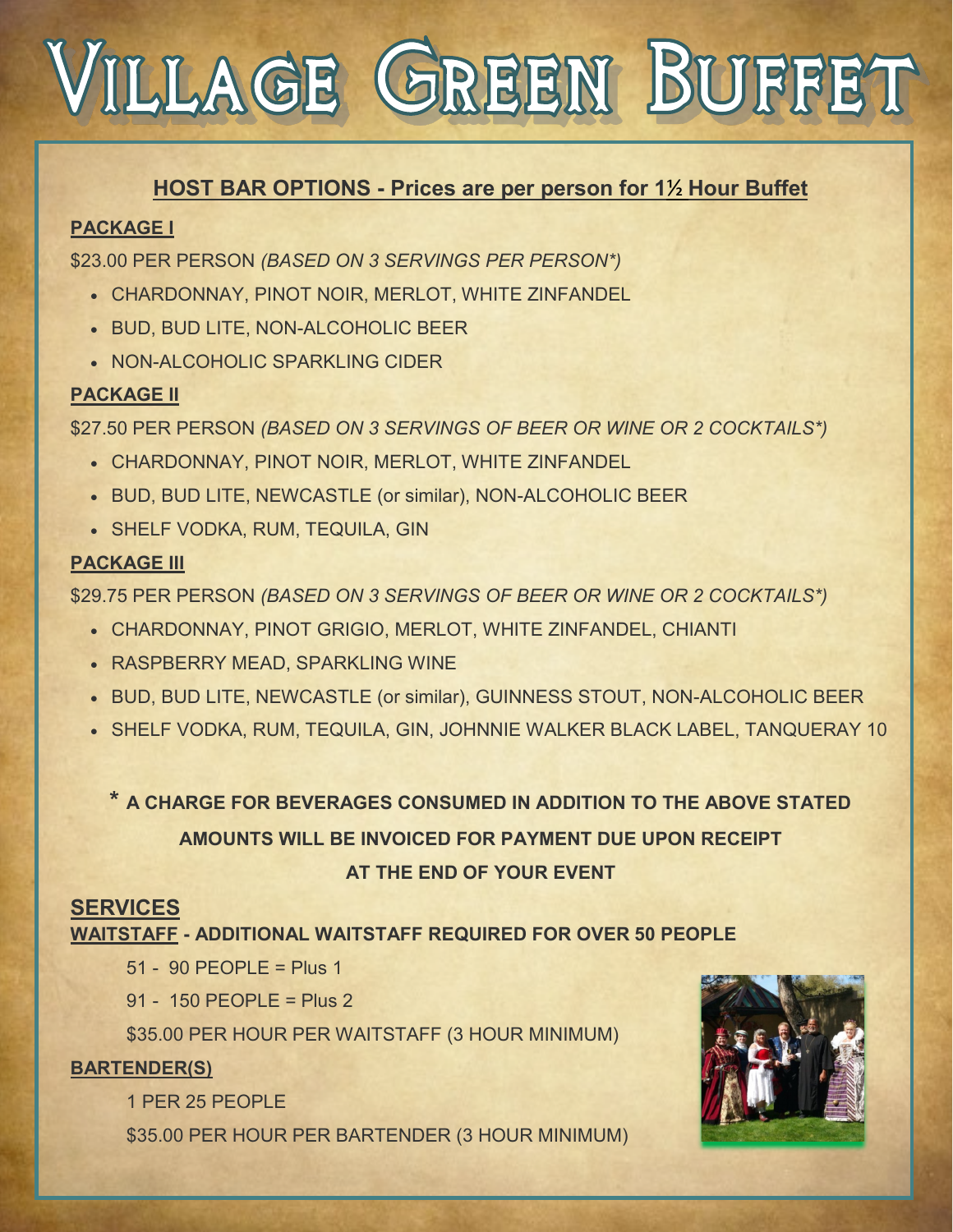# Village Green Buffet

## HOST BAR OPTIONS - Prices are per person for 1½ Hour Buffet

**PACKAGE I**

$23.00 PER PERSON *(BASED ON 3 SERVINGS PER PERSON*)*

- CHARDONNAY, PINOT NOIR, MERLOT, WHITE ZINFANDEL
- BUD, BUD LITE, NON-ALCOHOLIC BEER
- NON-ALCOHOLIC SPARKLING CIDER

**PACKAGE II**

$27.50 PER PERSON *(BASED ON 3 SERVINGS OF BEER OR WINE OR 2 COCKTAILS*)*

- CHARDONNAY, PINOT NOIR, MERLOT, WHITE ZINFANDEL
- BUD, BUD LITE, NEWCASTLE (or similar), NON-ALCOHOLIC BEER
- SHELF VODKA, RUM, TEQUILA, GIN

**PACKAGE III**

$29.75 PER PERSON *(BASED ON 3 SERVINGS OF BEER OR WINE OR 2 COCKTAILS*)*

- CHARDONNAY, PINOT GRIGIO, MERLOT, WHITE ZINFANDEL, CHIANTI
- RASPBERRY MEAD, SPARKLING WINE
- BUD, BUD LITE, NEWCASTLE (or similar), GUINNESS STOUT, NON-ALCOHOLIC BEER
- SHELF VODKA, RUM, TEQUILA, GIN, JOHNNIE WALKER BLACK LABEL, TANQUERAY 10

**\* A CHARGE FOR BEVERAGES CONSUMED IN ADDITION TO THE ABOVE STATED AMOUNTS WILL BE INVOICED FOR PAYMENT DUE UPON RECEIPT AT THE END OF YOUR EVENT**

## SERVICES

**WAITSTAFF - ADDITIONAL WAITSTAFF REQUIRED FOR OVER 50 PEOPLE**

51 - 90 PEOPLE = Plus 1

91 - 150 PEOPLE = Plus 2

$35.00 PER HOUR PER WAITSTAFF (3 HOUR MINIMUM)

**BARTENDER(S)**

1 PER 25 PEOPLE

$35.00 PER HOUR PER BARTENDER (3 HOUR MINIMUM)